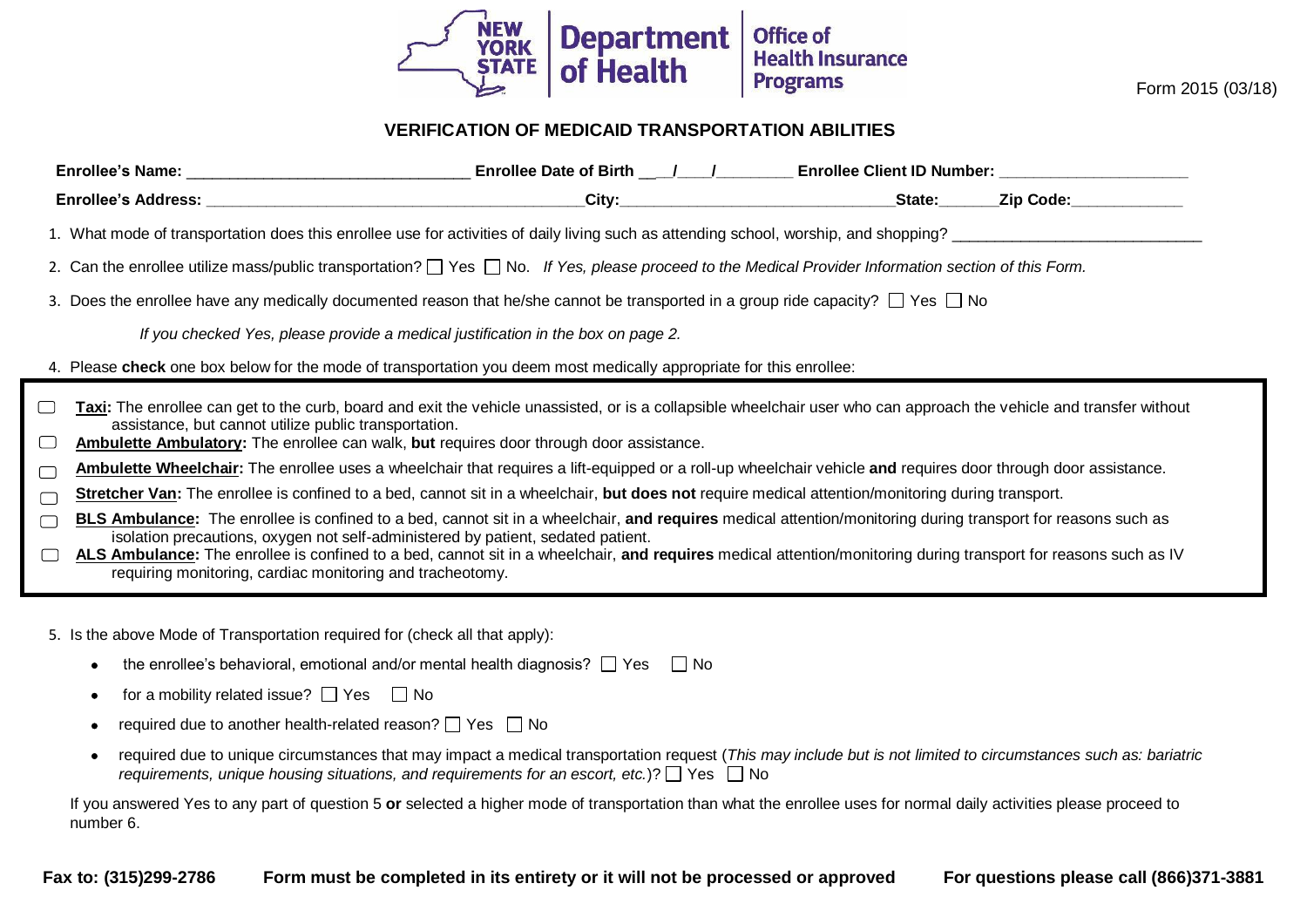New York State Department of Health — Office of Health Insurance Programs

Form 2015 (03/18)

# VERIFICATION OF MEDICAID TRANSPORTATION ABILITIES

**Enrollee's Name:** ______________________________ **Enrollee Date of Birth** __/__/________ **Enrollee Client ID Number:** ____________________

**Enrollee's Address:** ________________________________________ **City:** ______________________________ **State:** ______ **Zip Code:** ____________

1. What mode of transportation does this enrollee use for activities of daily living such as attending school, worship, and shopping? ____________________________

2. Can the enrollee utilize mass/public transportation? ☐ Yes ☐ No. *If Yes, please proceed to the Medical Provider Information section of this Form.*

3. Does the enrollee have any medically documented reason that he/she cannot be transported in a group ride capacity? ☐ Yes ☐ No

   *If you checked Yes, please provide a medical justification in the box on page 2.*

4. Please **check** one box below for the mode of transportation you deem most medically appropriate for this enrollee:

- ☐ **Taxi:** The enrollee can get to the curb, board and exit the vehicle unassisted, or is a collapsible wheelchair user who can approach the vehicle and transfer without assistance, but cannot utilize public transportation.
- ☐ **Ambulette Ambulatory:** The enrollee can walk, **but** requires door through door assistance.
- ☐ **Ambulette Wheelchair:** The enrollee uses a wheelchair that requires a lift-equipped or a roll-up wheelchair vehicle **and** requires door through door assistance.
- ☐ **Stretcher Van:** The enrollee is confined to a bed, cannot sit in a wheelchair, **but does not** require medical attention/monitoring during transport.
- ☐ **BLS Ambulance:** The enrollee is confined to a bed, cannot sit in a wheelchair, **and requires** medical attention/monitoring during transport for reasons such as isolation precautions, oxygen not self-administered by patient, sedated patient.
- ☐ **ALS Ambulance:** The enrollee is confined to a bed, cannot sit in a wheelchair, **and requires** medical attention/monitoring during transport for reasons such as IV requiring monitoring, cardiac monitoring and tracheotomy.

5. Is the above Mode of Transportation required for (check all that apply):
   - the enrollee's behavioral, emotional and/or mental health diagnosis? ☐ Yes ☐ No
   - for a mobility related issue? ☐ Yes ☐ No
   - required due to another health-related reason? ☐ Yes ☐ No
   - required due to unique circumstances that may impact a medical transportation request (*This may include but is not limited to circumstances such as: bariatric requirements, unique housing situations, and requirements for an escort, etc.*)? ☐ Yes ☐ No

   If you answered Yes to any part of question 5 **or** selected a higher mode of transportation than what the enrollee uses for normal daily activities please proceed to number 6.

**Fax to: (315)299-2786** **Form must be completed in its entirety or it will not be processed or approved** **For questions please call (866)371-3881**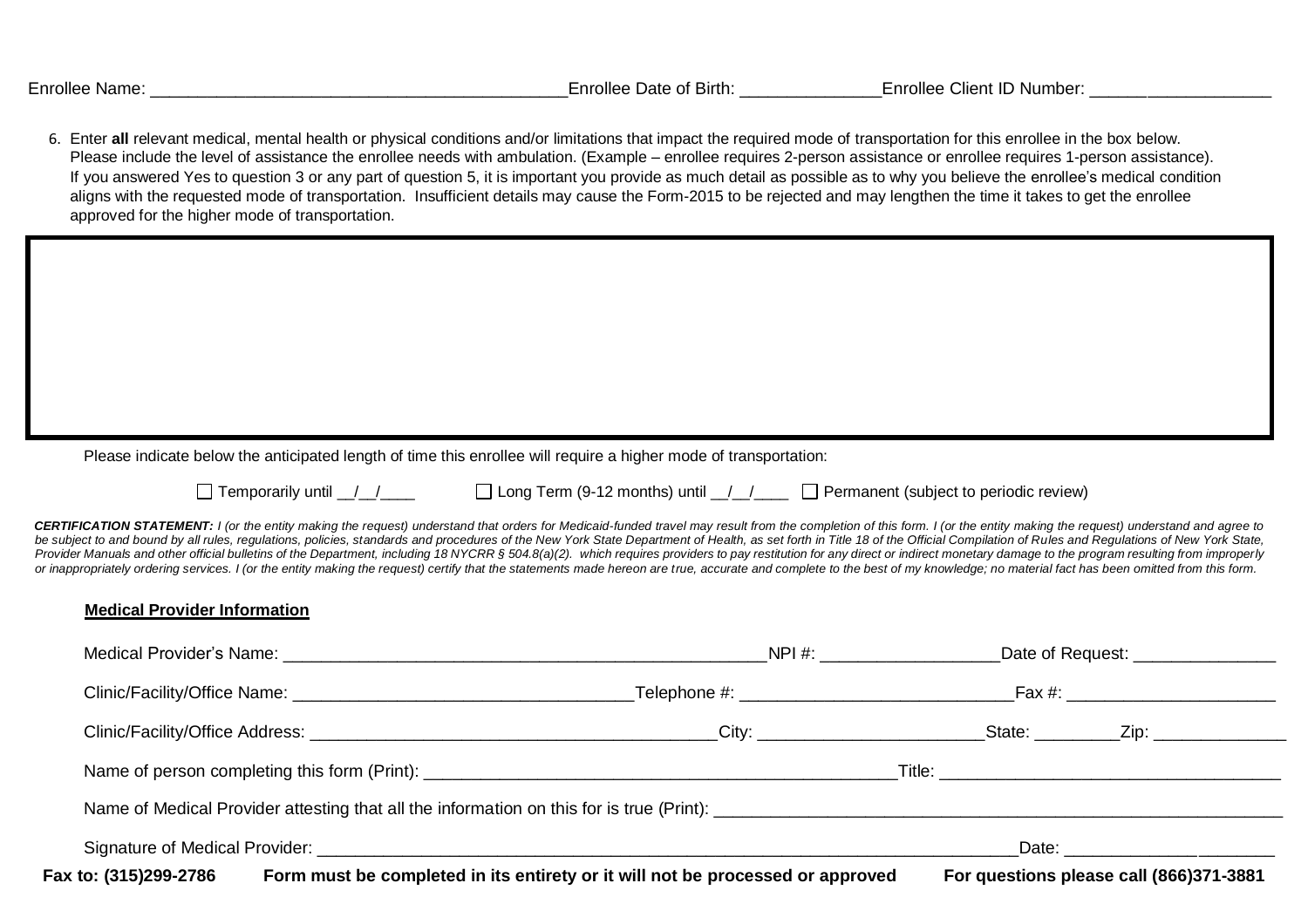Enrollee Name: ____________________________________________Enrollee Date of Birth: _______________Enrollee Client ID Number: ___________________

6. Enter **all** relevant medical, mental health or physical conditions and/or limitations that impact the required mode of transportation for this enrollee in the box below. Please include the level of assistance the enrollee needs with ambulation. (Example – enrollee requires 2-person assistance or enrollee requires 1-person assistance). If you answered Yes to question 3 or any part of question 5, it is important you provide as much detail as possible as to why you believe the enrollee's medical condition aligns with the requested mode of transportation. Insufficient details may cause the Form-2015 to be rejected and may lengthen the time it takes to get the enrollee approved for the higher mode of transportation.

| |
|---|
| |

Please indicate below the anticipated length of time this enrollee will require a higher mode of transportation:

☐ Temporarily until __/__/____ ☐ Long Term (9-12 months) until __/__/____ ☐ Permanent (subject to periodic review)

***CERTIFICATION STATEMENT:** I (or the entity making the request) understand that orders for Medicaid-funded travel may result from the completion of this form. I (or the entity making the request) understand and agree to be subject to and bound by all rules, regulations, policies, standards and procedures of the New York State Department of Health, as set forth in Title 18 of the Official Compilation of Rules and Regulations of New York State, Provider Manuals and other official bulletins of the Department, including 18 NYCRR § 504.8(a)(2). which requires providers to pay restitution for any direct or indirect monetary damage to the program resulting from improperly or inappropriately ordering services. I (or the entity making the request) certify that the statements made hereon are true, accurate and complete to the best of my knowledge; no material fact has been omitted from this form.*

**Medical Provider Information**

Medical Provider's Name: ____________________________________________NPI #: ___________________Date of Request: _______________

Clinic/Facility/Office Name: ___________________________________Telephone #: ____________________________Fax #: ______________________

Clinic/Facility/Office Address: __________________________________________City: _______________________State: ________Zip: ______________

Name of person completing this form (Print): _________________________________________________Title: ___________________________________

Name of Medical Provider attesting that all the information on this for is true (Print): ______________________________________________________________

Signature of Medical Provider: __________________________________________________________________________Date: ______________________

**Fax to: (315)299-2786** **Form must be completed in its entirety or it will not be processed or approved** **For questions please call (866)371-3881**